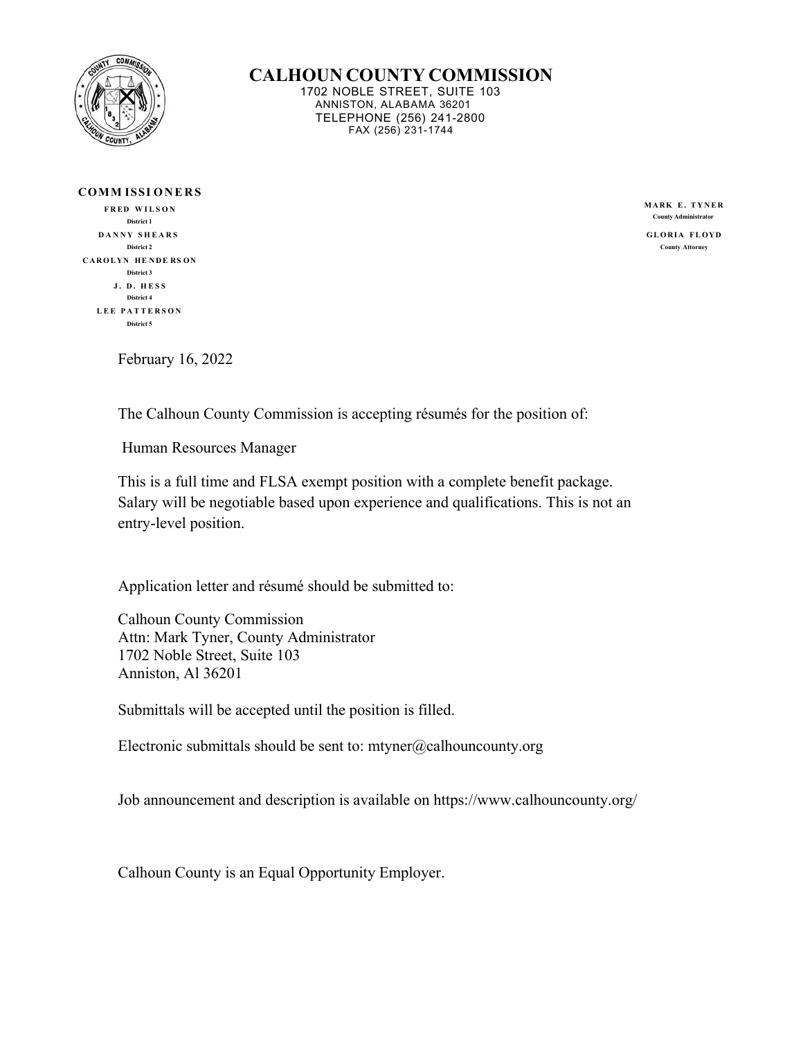# CALHOUN COUNTY COMMISSION

1702 NOBLE STREET, SUITE 103
ANNISTON, ALABAMA 36201
TELEPHONE (256) 241-2800
FAX (256) 231-1744

**COMMISSIONERS**

**FRED WILSON**
District 1

**DANNY SHEARS**
District 2

**CAROLYN HENDERSON**
District 3

**J. D. HESS**
District 4

**LEE PATTERSON**
District 5

**MARK E. TYNER**
County Administrator

**GLORIA FLOYD**
County Attorney

February 16, 2022

The Calhoun County Commission is accepting résumés for the position of:

Human Resources Manager

This is a full time and FLSA exempt position with a complete benefit package. Salary will be negotiable based upon experience and qualifications. This is not an entry-level position.

Application letter and résumé should be submitted to:

Calhoun County Commission
Attn: Mark Tyner, County Administrator
1702 Noble Street, Suite 103
Anniston, Al 36201

Submittals will be accepted until the position is filled.

Electronic submittals should be sent to: mtyner@calhouncounty.org

Job announcement and description is available on https://www.calhouncounty.org/

Calhoun County is an Equal Opportunity Employer.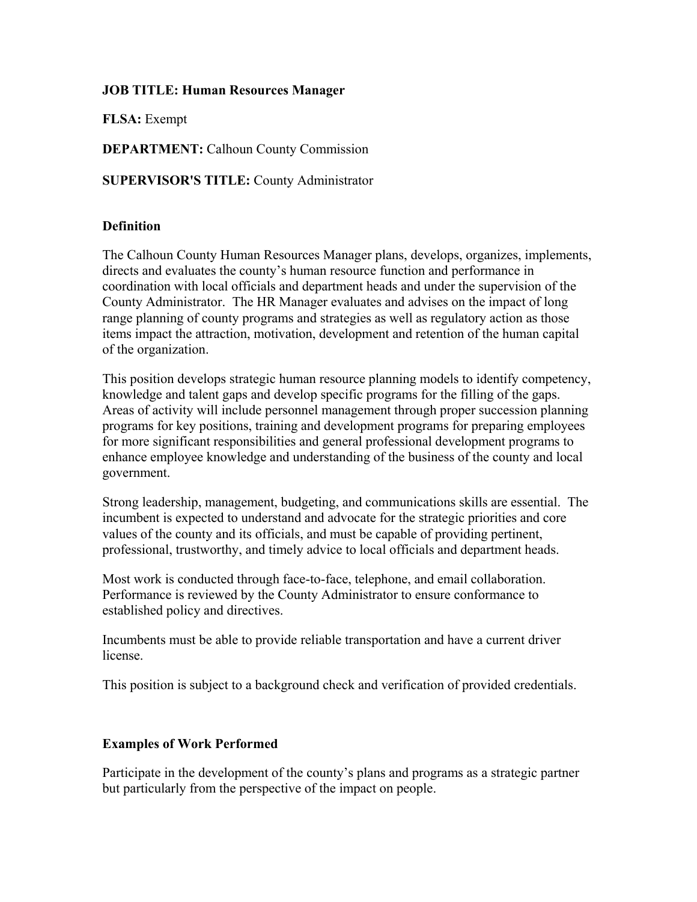**JOB TITLE: Human Resources Manager**

**FLSA:** Exempt

**DEPARTMENT:** Calhoun County Commission

**SUPERVISOR'S TITLE:** County Administrator

**Definition**

The Calhoun County Human Resources Manager plans, develops, organizes, implements, directs and evaluates the county's human resource function and performance in coordination with local officials and department heads and under the supervision of the County Administrator. The HR Manager evaluates and advises on the impact of long range planning of county programs and strategies as well as regulatory action as those items impact the attraction, motivation, development and retention of the human capital of the organization.

This position develops strategic human resource planning models to identify competency, knowledge and talent gaps and develop specific programs for the filling of the gaps. Areas of activity will include personnel management through proper succession planning programs for key positions, training and development programs for preparing employees for more significant responsibilities and general professional development programs to enhance employee knowledge and understanding of the business of the county and local government.

Strong leadership, management, budgeting, and communications skills are essential. The incumbent is expected to understand and advocate for the strategic priorities and core values of the county and its officials, and must be capable of providing pertinent, professional, trustworthy, and timely advice to local officials and department heads.

Most work is conducted through face-to-face, telephone, and email collaboration. Performance is reviewed by the County Administrator to ensure conformance to established policy and directives.

Incumbents must be able to provide reliable transportation and have a current driver license.

This position is subject to a background check and verification of provided credentials.

**Examples of Work Performed**

Participate in the development of the county's plans and programs as a strategic partner but particularly from the perspective of the impact on people.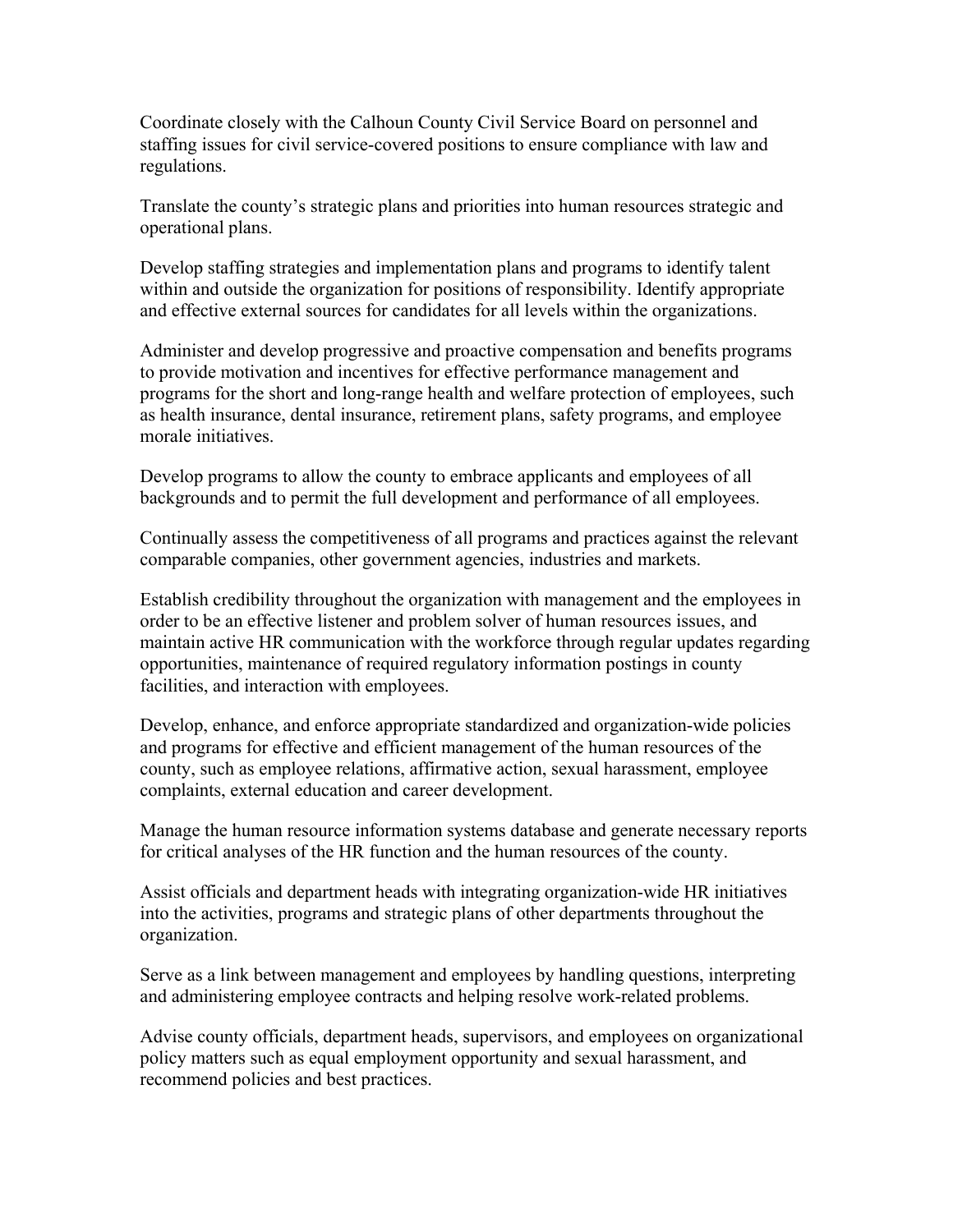Coordinate closely with the Calhoun County Civil Service Board on personnel and staffing issues for civil service-covered positions to ensure compliance with law and regulations.

Translate the county's strategic plans and priorities into human resources strategic and operational plans.

Develop staffing strategies and implementation plans and programs to identify talent within and outside the organization for positions of responsibility. Identify appropriate and effective external sources for candidates for all levels within the organizations.

Administer and develop progressive and proactive compensation and benefits programs to provide motivation and incentives for effective performance management and programs for the short and long-range health and welfare protection of employees, such as health insurance, dental insurance, retirement plans, safety programs, and employee morale initiatives.

Develop programs to allow the county to embrace applicants and employees of all backgrounds and to permit the full development and performance of all employees.

Continually assess the competitiveness of all programs and practices against the relevant comparable companies, other government agencies, industries and markets.

Establish credibility throughout the organization with management and the employees in order to be an effective listener and problem solver of human resources issues, and maintain active HR communication with the workforce through regular updates regarding opportunities, maintenance of required regulatory information postings in county facilities, and interaction with employees.

Develop, enhance, and enforce appropriate standardized and organization-wide policies and programs for effective and efficient management of the human resources of the county, such as employee relations, affirmative action, sexual harassment, employee complaints, external education and career development.

Manage the human resource information systems database and generate necessary reports for critical analyses of the HR function and the human resources of the county.

Assist officials and department heads with integrating organization-wide HR initiatives into the activities, programs and strategic plans of other departments throughout the organization.

Serve as a link between management and employees by handling questions, interpreting and administering employee contracts and helping resolve work-related problems.

Advise county officials, department heads, supervisors, and employees on organizational policy matters such as equal employment opportunity and sexual harassment, and recommend policies and best practices.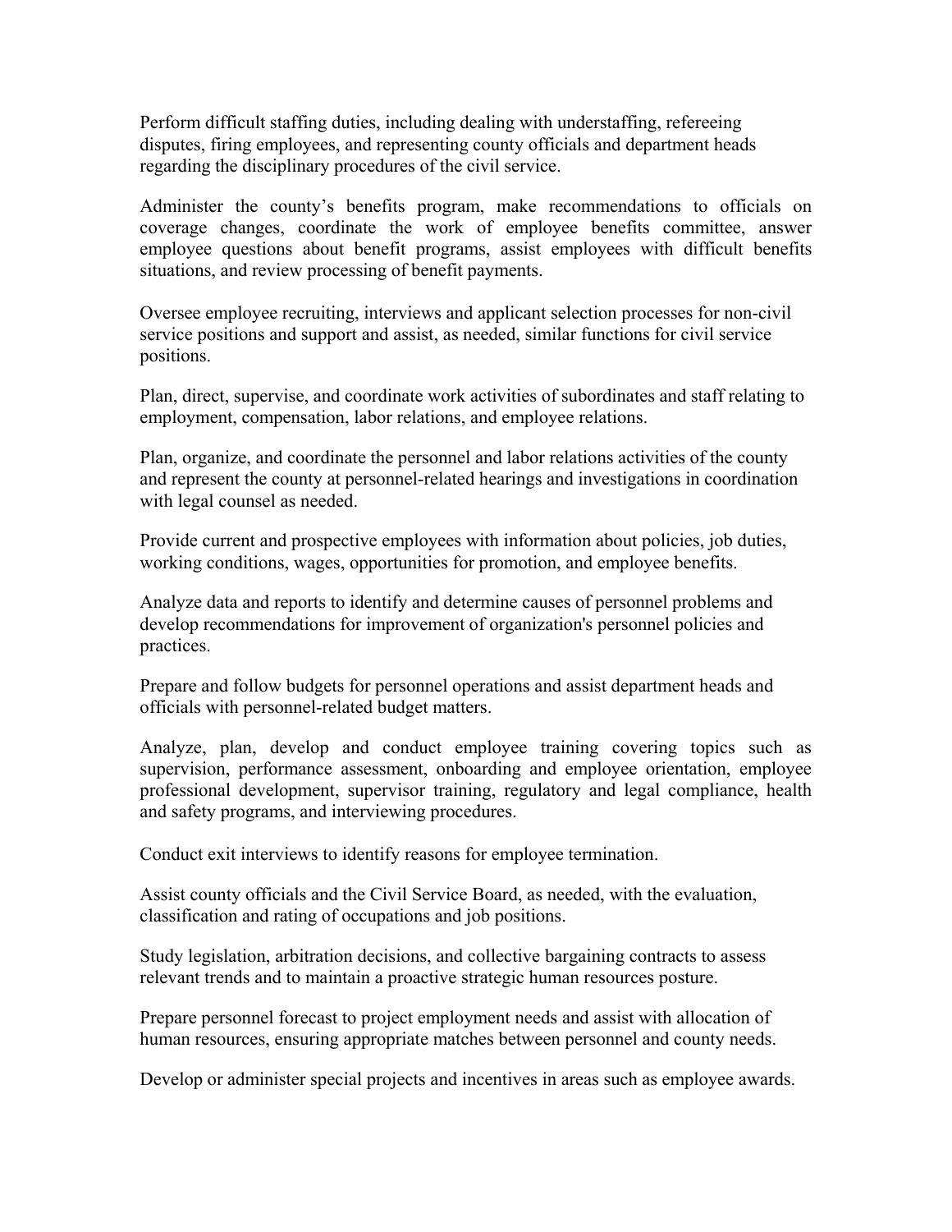Perform difficult staffing duties, including dealing with understaffing, refereeing disputes, firing employees, and representing county officials and department heads regarding the disciplinary procedures of the civil service.

Administer the county's benefits program, make recommendations to officials on coverage changes, coordinate the work of employee benefits committee, answer employee questions about benefit programs, assist employees with difficult benefits situations, and review processing of benefit payments.

Oversee employee recruiting, interviews and applicant selection processes for non-civil service positions and support and assist, as needed, similar functions for civil service positions.

Plan, direct, supervise, and coordinate work activities of subordinates and staff relating to employment, compensation, labor relations, and employee relations.

Plan, organize, and coordinate the personnel and labor relations activities of the county and represent the county at personnel-related hearings and investigations in coordination with legal counsel as needed.

Provide current and prospective employees with information about policies, job duties, working conditions, wages, opportunities for promotion, and employee benefits.

Analyze data and reports to identify and determine causes of personnel problems and develop recommendations for improvement of organization's personnel policies and practices.

Prepare and follow budgets for personnel operations and assist department heads and officials with personnel-related budget matters.

Analyze, plan, develop and conduct employee training covering topics such as supervision, performance assessment, onboarding and employee orientation, employee professional development, supervisor training, regulatory and legal compliance, health and safety programs, and interviewing procedures.

Conduct exit interviews to identify reasons for employee termination.

Assist county officials and the Civil Service Board, as needed, with the evaluation, classification and rating of occupations and job positions.

Study legislation, arbitration decisions, and collective bargaining contracts to assess relevant trends and to maintain a proactive strategic human resources posture.

Prepare personnel forecast to project employment needs and assist with allocation of human resources, ensuring appropriate matches between personnel and county needs.

Develop or administer special projects and incentives in areas such as employee awards.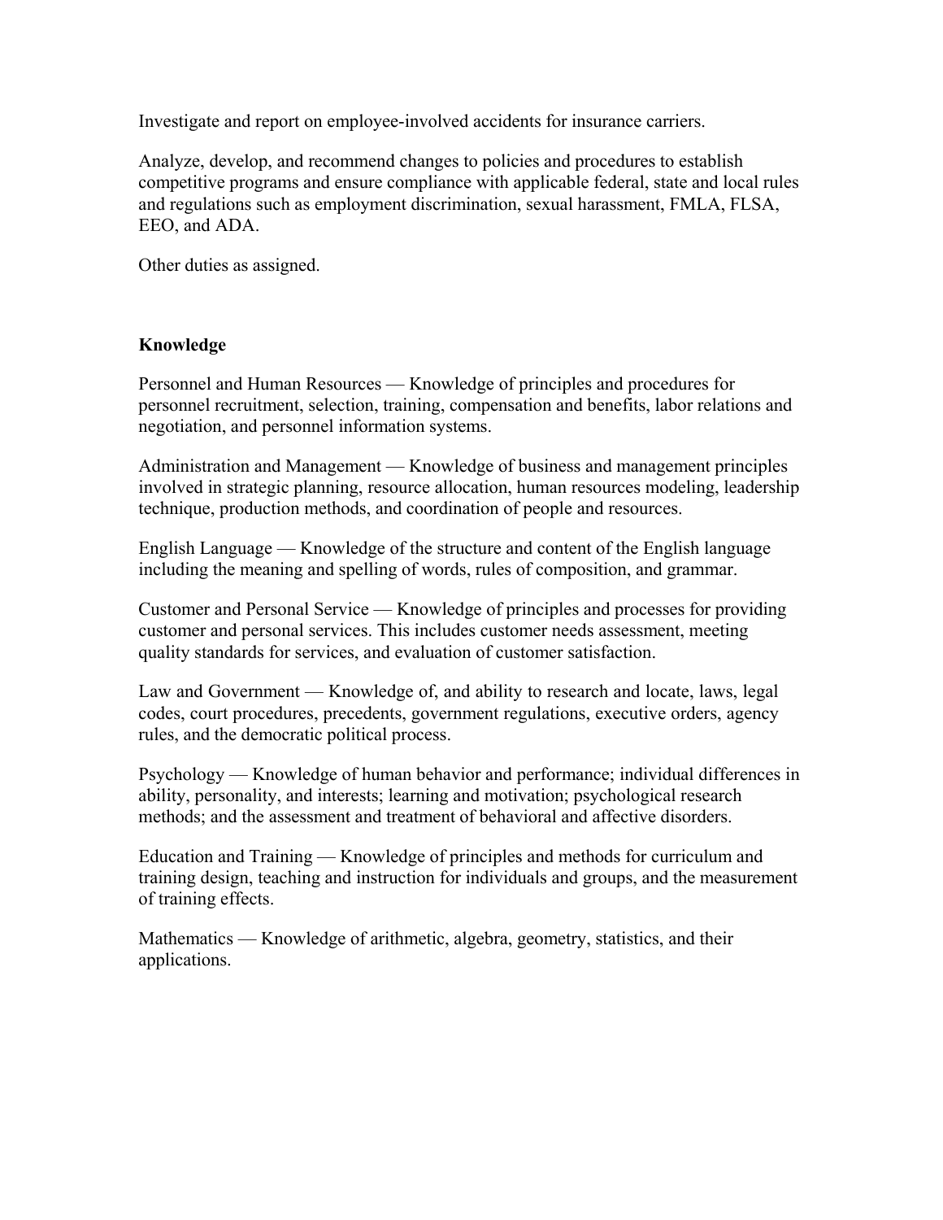Investigate and report on employee-involved accidents for insurance carriers.

Analyze, develop, and recommend changes to policies and procedures to establish competitive programs and ensure compliance with applicable federal, state and local rules and regulations such as employment discrimination, sexual harassment, FMLA, FLSA, EEO, and ADA.

Other duties as assigned.

**Knowledge**

Personnel and Human Resources — Knowledge of principles and procedures for personnel recruitment, selection, training, compensation and benefits, labor relations and negotiation, and personnel information systems.

Administration and Management — Knowledge of business and management principles involved in strategic planning, resource allocation, human resources modeling, leadership technique, production methods, and coordination of people and resources.

English Language — Knowledge of the structure and content of the English language including the meaning and spelling of words, rules of composition, and grammar.

Customer and Personal Service — Knowledge of principles and processes for providing customer and personal services. This includes customer needs assessment, meeting quality standards for services, and evaluation of customer satisfaction.

Law and Government — Knowledge of, and ability to research and locate, laws, legal codes, court procedures, precedents, government regulations, executive orders, agency rules, and the democratic political process.

Psychology — Knowledge of human behavior and performance; individual differences in ability, personality, and interests; learning and motivation; psychological research methods; and the assessment and treatment of behavioral and affective disorders.

Education and Training — Knowledge of principles and methods for curriculum and training design, teaching and instruction for individuals and groups, and the measurement of training effects.

Mathematics — Knowledge of arithmetic, algebra, geometry, statistics, and their applications.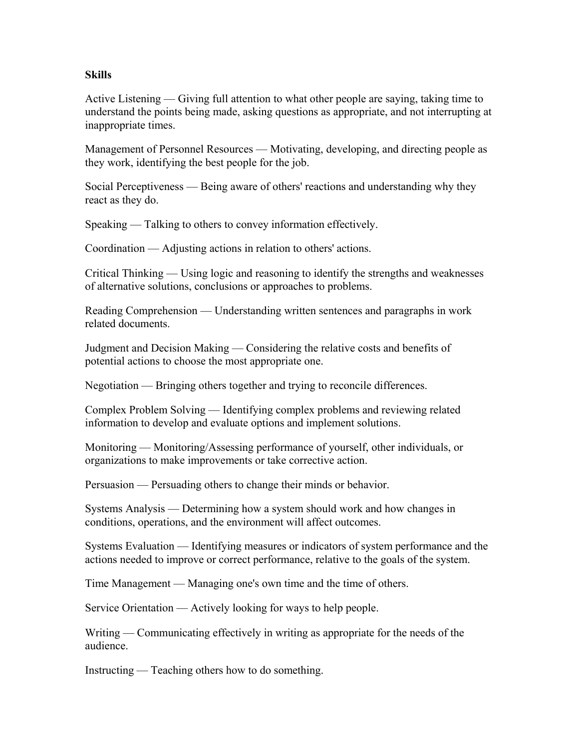**Skills**

Active Listening — Giving full attention to what other people are saying, taking time to understand the points being made, asking questions as appropriate, and not interrupting at inappropriate times.

Management of Personnel Resources — Motivating, developing, and directing people as they work, identifying the best people for the job.

Social Perceptiveness — Being aware of others' reactions and understanding why they react as they do.

Speaking — Talking to others to convey information effectively.

Coordination — Adjusting actions in relation to others' actions.

Critical Thinking — Using logic and reasoning to identify the strengths and weaknesses of alternative solutions, conclusions or approaches to problems.

Reading Comprehension — Understanding written sentences and paragraphs in work related documents.

Judgment and Decision Making — Considering the relative costs and benefits of potential actions to choose the most appropriate one.

Negotiation — Bringing others together and trying to reconcile differences.

Complex Problem Solving — Identifying complex problems and reviewing related information to develop and evaluate options and implement solutions.

Monitoring — Monitoring/Assessing performance of yourself, other individuals, or organizations to make improvements or take corrective action.

Persuasion — Persuading others to change their minds or behavior.

Systems Analysis — Determining how a system should work and how changes in conditions, operations, and the environment will affect outcomes.

Systems Evaluation — Identifying measures or indicators of system performance and the actions needed to improve or correct performance, relative to the goals of the system.

Time Management — Managing one's own time and the time of others.

Service Orientation — Actively looking for ways to help people.

Writing — Communicating effectively in writing as appropriate for the needs of the audience.

Instructing — Teaching others how to do something.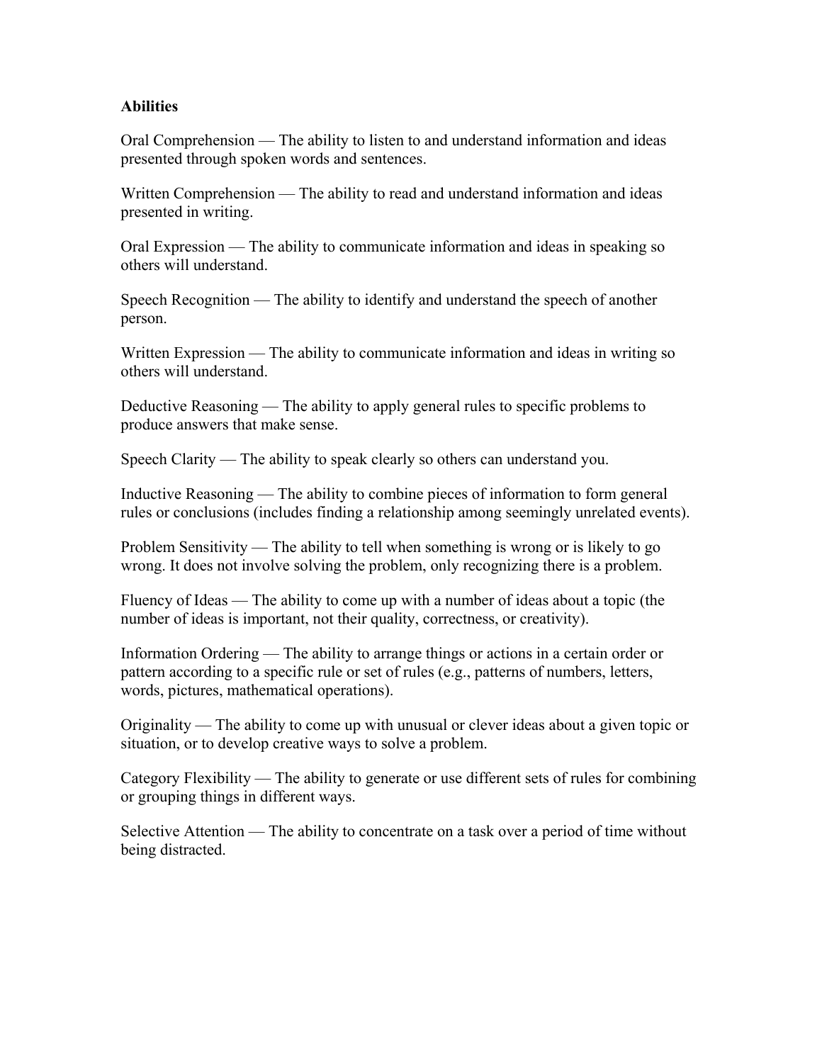**Abilities**

Oral Comprehension — The ability to listen to and understand information and ideas presented through spoken words and sentences.

Written Comprehension — The ability to read and understand information and ideas presented in writing.

Oral Expression — The ability to communicate information and ideas in speaking so others will understand.

Speech Recognition — The ability to identify and understand the speech of another person.

Written Expression — The ability to communicate information and ideas in writing so others will understand.

Deductive Reasoning — The ability to apply general rules to specific problems to produce answers that make sense.

Speech Clarity — The ability to speak clearly so others can understand you.

Inductive Reasoning — The ability to combine pieces of information to form general rules or conclusions (includes finding a relationship among seemingly unrelated events).

Problem Sensitivity — The ability to tell when something is wrong or is likely to go wrong. It does not involve solving the problem, only recognizing there is a problem.

Fluency of Ideas — The ability to come up with a number of ideas about a topic (the number of ideas is important, not their quality, correctness, or creativity).

Information Ordering — The ability to arrange things or actions in a certain order or pattern according to a specific rule or set of rules (e.g., patterns of numbers, letters, words, pictures, mathematical operations).

Originality — The ability to come up with unusual or clever ideas about a given topic or situation, or to develop creative ways to solve a problem.

Category Flexibility — The ability to generate or use different sets of rules for combining or grouping things in different ways.

Selective Attention — The ability to concentrate on a task over a period of time without being distracted.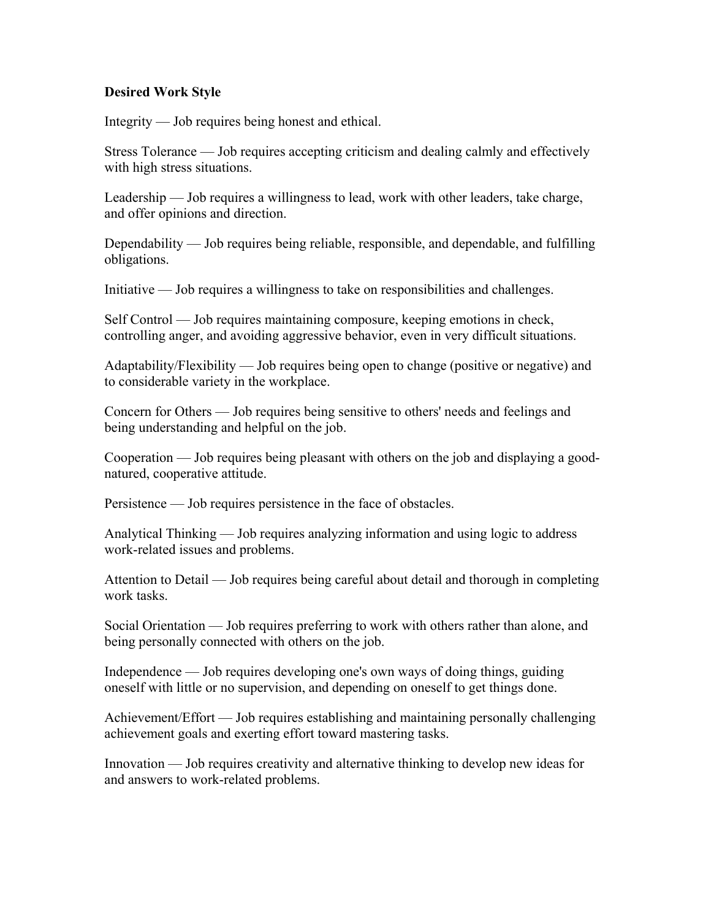**Desired Work Style**

Integrity — Job requires being honest and ethical.

Stress Tolerance — Job requires accepting criticism and dealing calmly and effectively with high stress situations.

Leadership — Job requires a willingness to lead, work with other leaders, take charge, and offer opinions and direction.

Dependability — Job requires being reliable, responsible, and dependable, and fulfilling obligations.

Initiative — Job requires a willingness to take on responsibilities and challenges.

Self Control — Job requires maintaining composure, keeping emotions in check, controlling anger, and avoiding aggressive behavior, even in very difficult situations.

Adaptability/Flexibility — Job requires being open to change (positive or negative) and to considerable variety in the workplace.

Concern for Others — Job requires being sensitive to others' needs and feelings and being understanding and helpful on the job.

Cooperation — Job requires being pleasant with others on the job and displaying a good-natured, cooperative attitude.

Persistence — Job requires persistence in the face of obstacles.

Analytical Thinking — Job requires analyzing information and using logic to address work-related issues and problems.

Attention to Detail — Job requires being careful about detail and thorough in completing work tasks.

Social Orientation — Job requires preferring to work with others rather than alone, and being personally connected with others on the job.

Independence — Job requires developing one's own ways of doing things, guiding oneself with little or no supervision, and depending on oneself to get things done.

Achievement/Effort — Job requires establishing and maintaining personally challenging achievement goals and exerting effort toward mastering tasks.

Innovation — Job requires creativity and alternative thinking to develop new ideas for and answers to work-related problems.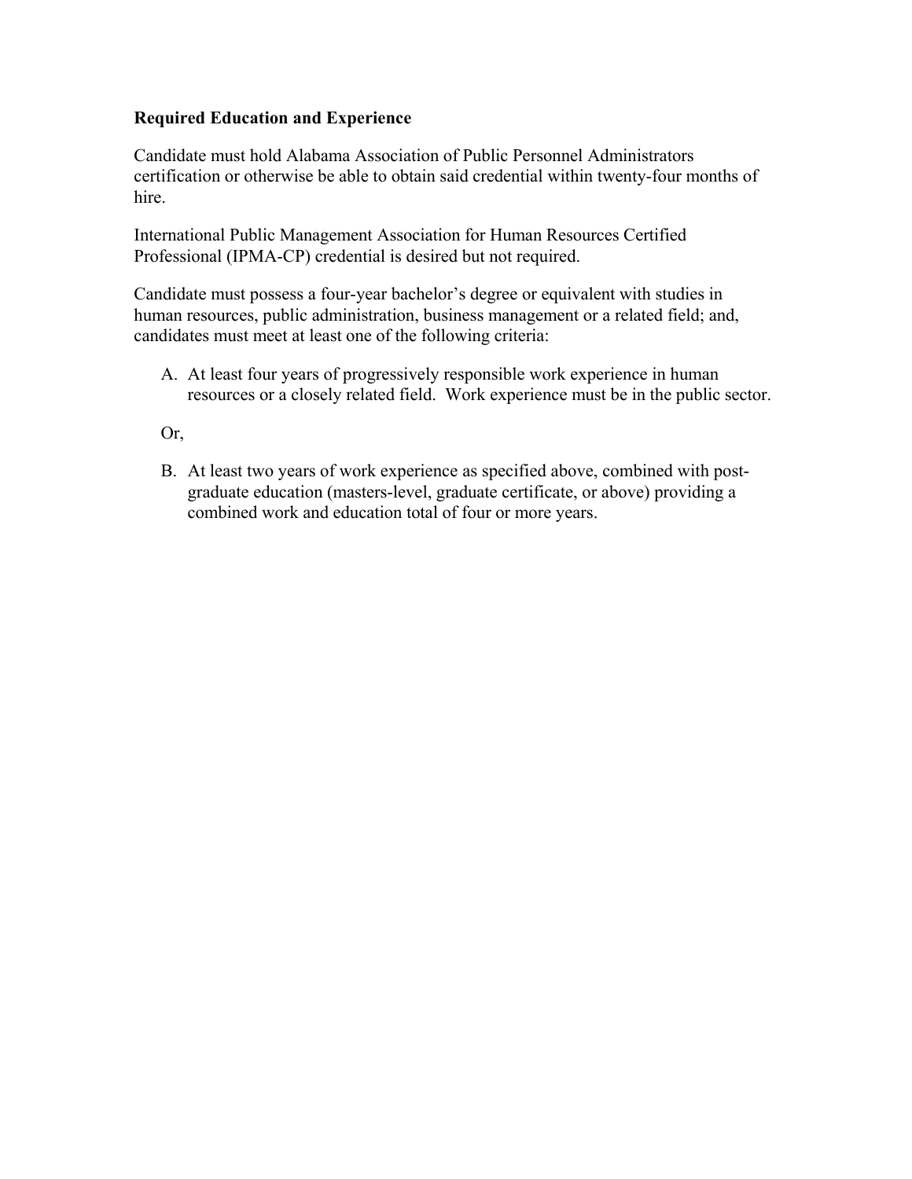**Required Education and Experience**

Candidate must hold Alabama Association of Public Personnel Administrators certification or otherwise be able to obtain said credential within twenty-four months of hire.

International Public Management Association for Human Resources Certified Professional (IPMA-CP) credential is desired but not required.

Candidate must possess a four-year bachelor's degree or equivalent with studies in human resources, public administration, business management or a related field; and, candidates must meet at least one of the following criteria:

A. At least four years of progressively responsible work experience in human resources or a closely related field. Work experience must be in the public sector.

Or,

B. At least two years of work experience as specified above, combined with post-graduate education (masters-level, graduate certificate, or above) providing a combined work and education total of four or more years.